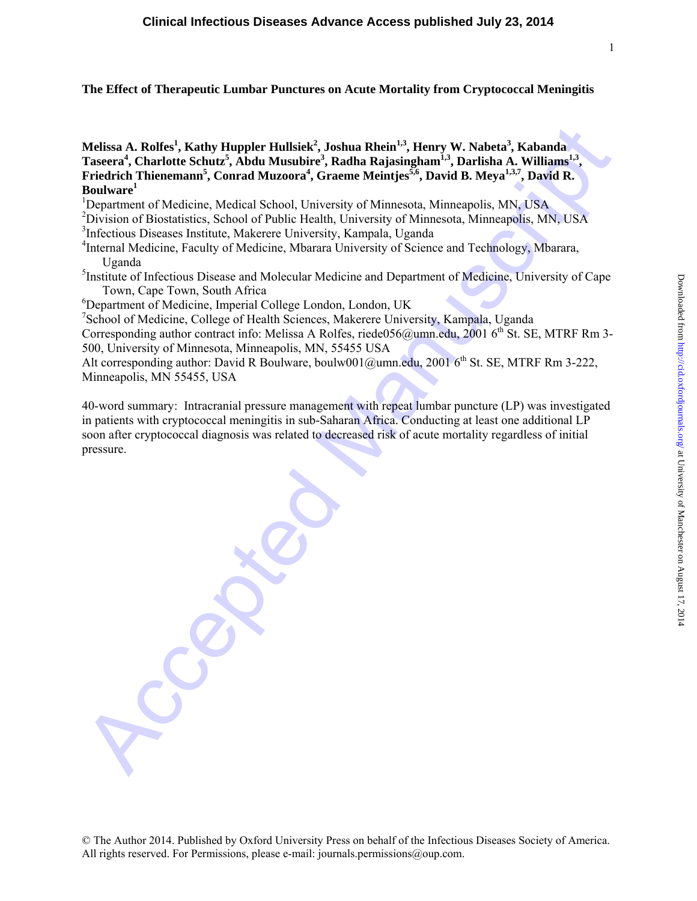# The Effect of Therapeutic Lumbar Punctures on Acute Mortality from Cryptococcal Meningitis

**Melissa A. Rolfes[1], Kathy Huppler Hullsiek[2], Joshua Rhein[1,3], Henry W. Nabeta[3], Kabanda Taseera[4], Charlotte Schutz[5], Abdu Musubire[3], Radha Rajasingham[1,3], Darlisha A. Williams[1,3], Friedrich Thienemann[5], Conrad Muzoora[4], Graeme Meintjes[5,6], David B. Meya[1,3,7], David R. Boulware[1]**

[1]Department of Medicine, Medical School, University of Minnesota, Minneapolis, MN, USA
[2]Division of Biostatistics, School of Public Health, University of Minnesota, Minneapolis, MN, USA
[3]Infectious Diseases Institute, Makerere University, Kampala, Uganda
[4]Internal Medicine, Faculty of Medicine, Mbarara University of Science and Technology, Mbarara, Uganda
[5]Institute of Infectious Disease and Molecular Medicine and Department of Medicine, University of Cape Town, Cape Town, South Africa
[6]Department of Medicine, Imperial College London, London, UK
[7]School of Medicine, College of Health Sciences, Makerere University, Kampala, Uganda

Corresponding author contract info: Melissa A Rolfes, riede056@umn.edu, 2001 6th St. SE, MTRF Rm 3-500, University of Minnesota, Minneapolis, MN, 55455 USA

Alt corresponding author: David R Boulware, boulw001@umn.edu, 2001 6th St. SE, MTRF Rm 3-222, Minneapolis, MN 55455, USA

40-word summary: Intracranial pressure management with repeat lumbar puncture (LP) was investigated in patients with cryptococcal meningitis in sub-Saharan Africa. Conducting at least one additional LP soon after cryptococcal diagnosis was related to decreased risk of acute mortality regardless of initial pressure.

© The Author 2014. Published by Oxford University Press on behalf of the Infectious Diseases Society of America. All rights reserved. For Permissions, please e-mail: journals.permissions@oup.com.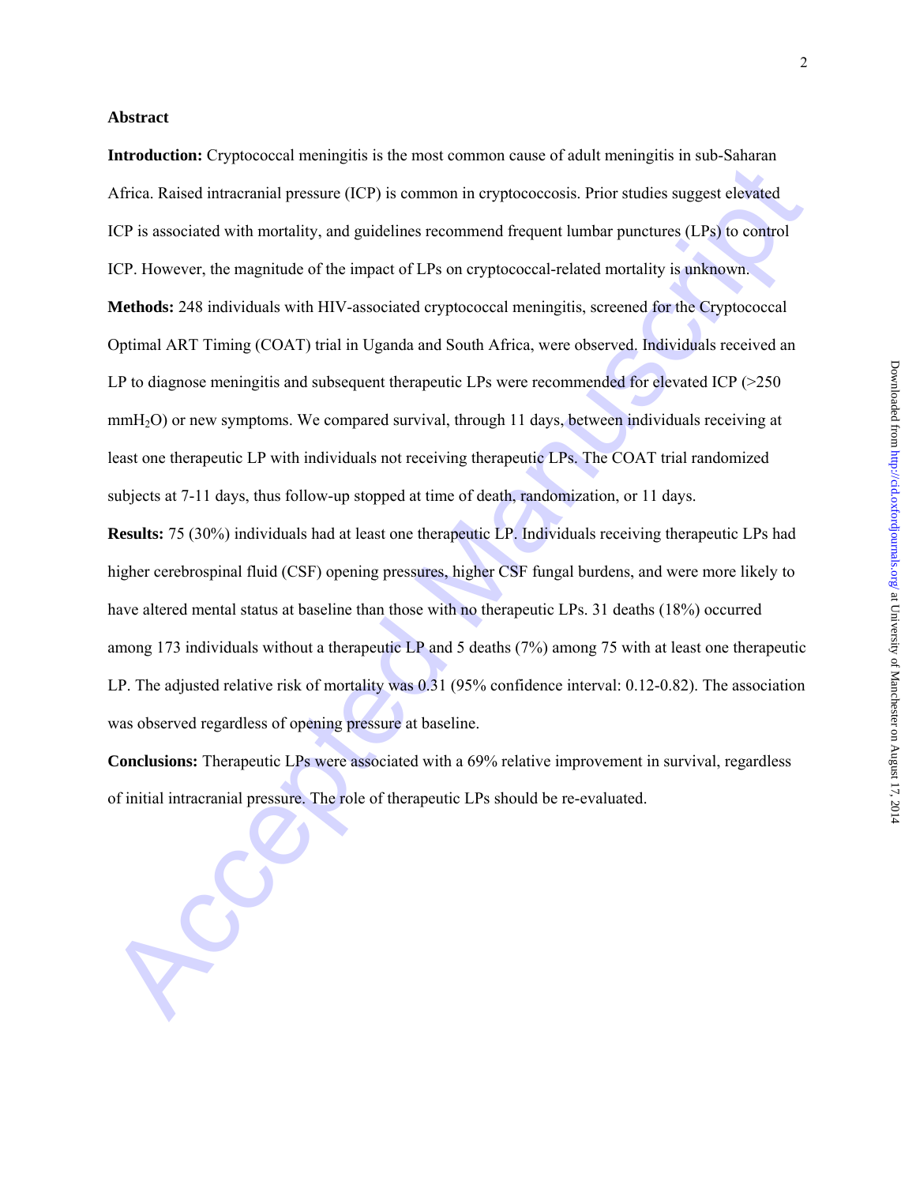## Abstract

**Introduction:** Cryptococcal meningitis is the most common cause of adult meningitis in sub-Saharan Africa. Raised intracranial pressure (ICP) is common in cryptococcosis. Prior studies suggest elevated ICP is associated with mortality, and guidelines recommend frequent lumbar punctures (LPs) to control ICP. However, the magnitude of the impact of LPs on cryptococcal-related mortality is unknown.

**Methods:** 248 individuals with HIV-associated cryptococcal meningitis, screened for the Cryptococcal Optimal ART Timing (COAT) trial in Uganda and South Africa, were observed. Individuals received an LP to diagnose meningitis and subsequent therapeutic LPs were recommended for elevated ICP (>250 $mmH_2O$) or new symptoms. We compared survival, through 11 days, between individuals receiving at least one therapeutic LP with individuals not receiving therapeutic LPs. The COAT trial randomized subjects at 7-11 days, thus follow-up stopped at time of death, randomization, or 11 days.

**Results:** 75 (30%) individuals had at least one therapeutic LP. Individuals receiving therapeutic LPs had higher cerebrospinal fluid (CSF) opening pressures, higher CSF fungal burdens, and were more likely to have altered mental status at baseline than those with no therapeutic LPs. 31 deaths (18%) occurred among 173 individuals without a therapeutic LP and 5 deaths (7%) among 75 with at least one therapeutic LP. The adjusted relative risk of mortality was 0.31 (95% confidence interval: 0.12-0.82). The association was observed regardless of opening pressure at baseline.

**Conclusions:** Therapeutic LPs were associated with a 69% relative improvement in survival, regardless of initial intracranial pressure. The role of therapeutic LPs should be re-evaluated.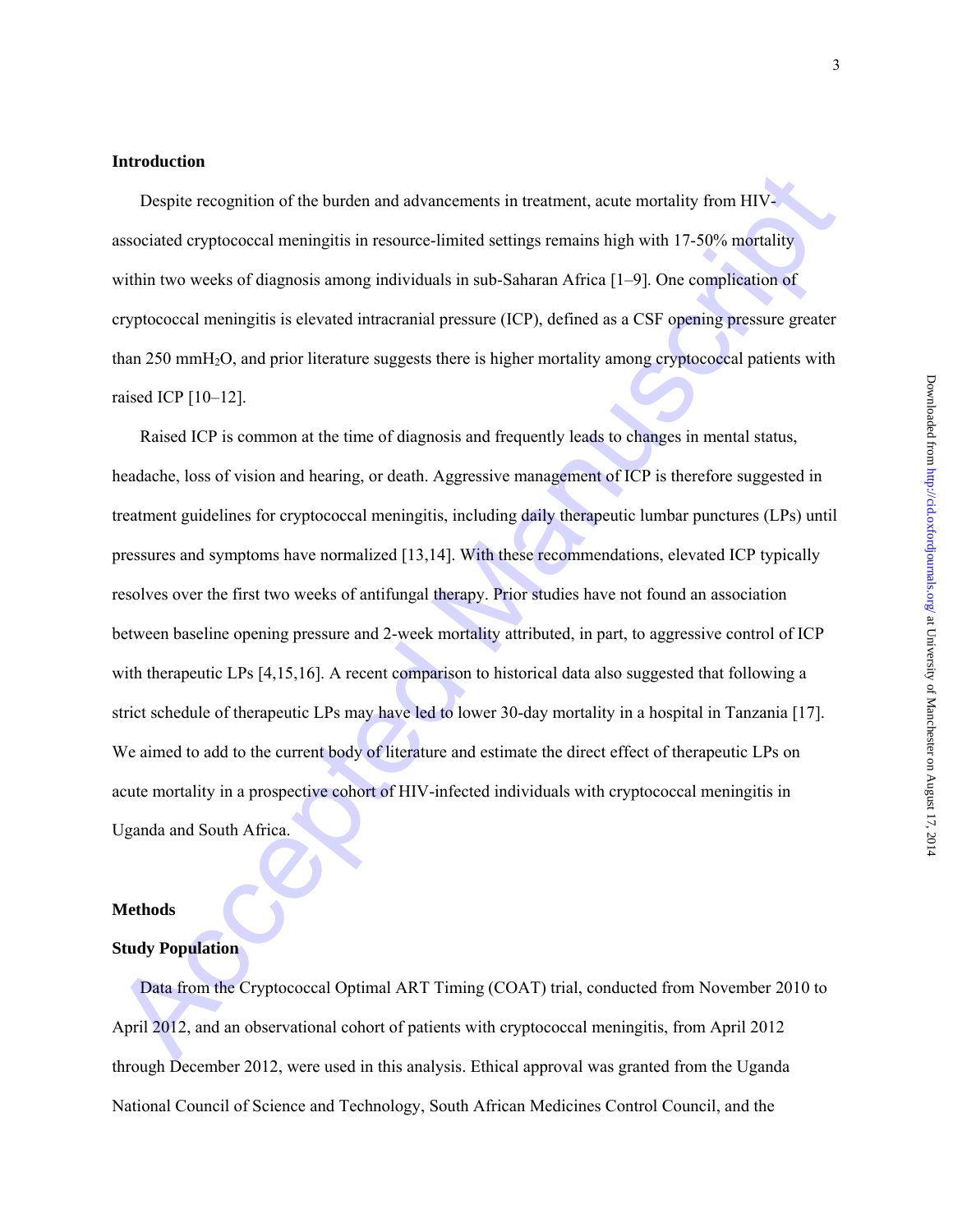## Introduction

Despite recognition of the burden and advancements in treatment, acute mortality from HIV-associated cryptococcal meningitis in resource-limited settings remains high with 17-50% mortality within two weeks of diagnosis among individuals in sub-Saharan Africa [1–9]. One complication of cryptococcal meningitis is elevated intracranial pressure (ICP), defined as a CSF opening pressure greater than 250 mm$H_2O$, and prior literature suggests there is higher mortality among cryptococcal patients with raised ICP [10–12].

Raised ICP is common at the time of diagnosis and frequently leads to changes in mental status, headache, loss of vision and hearing, or death. Aggressive management of ICP is therefore suggested in treatment guidelines for cryptococcal meningitis, including daily therapeutic lumbar punctures (LPs) until pressures and symptoms have normalized [13,14]. With these recommendations, elevated ICP typically resolves over the first two weeks of antifungal therapy. Prior studies have not found an association between baseline opening pressure and 2-week mortality attributed, in part, to aggressive control of ICP with therapeutic LPs [4,15,16]. A recent comparison to historical data also suggested that following a strict schedule of therapeutic LPs may have led to lower 30-day mortality in a hospital in Tanzania [17]. We aimed to add to the current body of literature and estimate the direct effect of therapeutic LPs on acute mortality in a prospective cohort of HIV-infected individuals with cryptococcal meningitis in Uganda and South Africa.

## Methods

### Study Population

Data from the Cryptococcal Optimal ART Timing (COAT) trial, conducted from November 2010 to April 2012, and an observational cohort of patients with cryptococcal meningitis, from April 2012 through December 2012, were used in this analysis. Ethical approval was granted from the Uganda National Council of Science and Technology, South African Medicines Control Council, and the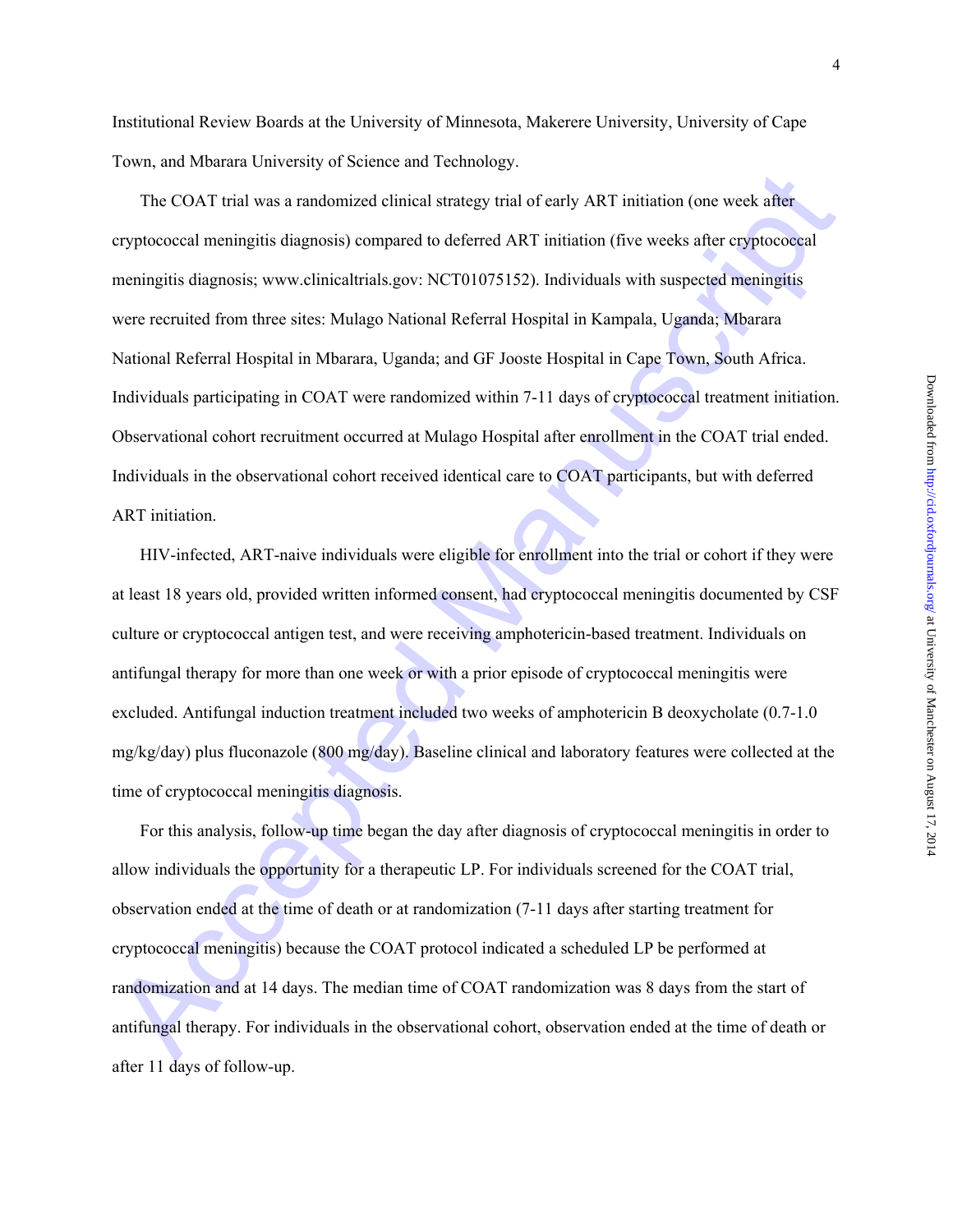Institutional Review Boards at the University of Minnesota, Makerere University, University of Cape Town, and Mbarara University of Science and Technology.

The COAT trial was a randomized clinical strategy trial of early ART initiation (one week after cryptococcal meningitis diagnosis) compared to deferred ART initiation (five weeks after cryptococcal meningitis diagnosis; www.clinicaltrials.gov: NCT01075152). Individuals with suspected meningitis were recruited from three sites: Mulago National Referral Hospital in Kampala, Uganda; Mbarara National Referral Hospital in Mbarara, Uganda; and GF Jooste Hospital in Cape Town, South Africa. Individuals participating in COAT were randomized within 7-11 days of cryptococcal treatment initiation. Observational cohort recruitment occurred at Mulago Hospital after enrollment in the COAT trial ended. Individuals in the observational cohort received identical care to COAT participants, but with deferred ART initiation.

HIV-infected, ART-naive individuals were eligible for enrollment into the trial or cohort if they were at least 18 years old, provided written informed consent, had cryptococcal meningitis documented by CSF culture or cryptococcal antigen test, and were receiving amphotericin-based treatment. Individuals on antifungal therapy for more than one week or with a prior episode of cryptococcal meningitis were excluded. Antifungal induction treatment included two weeks of amphotericin B deoxycholate (0.7-1.0 mg/kg/day) plus fluconazole (800 mg/day). Baseline clinical and laboratory features were collected at the time of cryptococcal meningitis diagnosis.

For this analysis, follow-up time began the day after diagnosis of cryptococcal meningitis in order to allow individuals the opportunity for a therapeutic LP. For individuals screened for the COAT trial, observation ended at the time of death or at randomization (7-11 days after starting treatment for cryptococcal meningitis) because the COAT protocol indicated a scheduled LP be performed at randomization and at 14 days. The median time of COAT randomization was 8 days from the start of antifungal therapy. For individuals in the observational cohort, observation ended at the time of death or after 11 days of follow-up.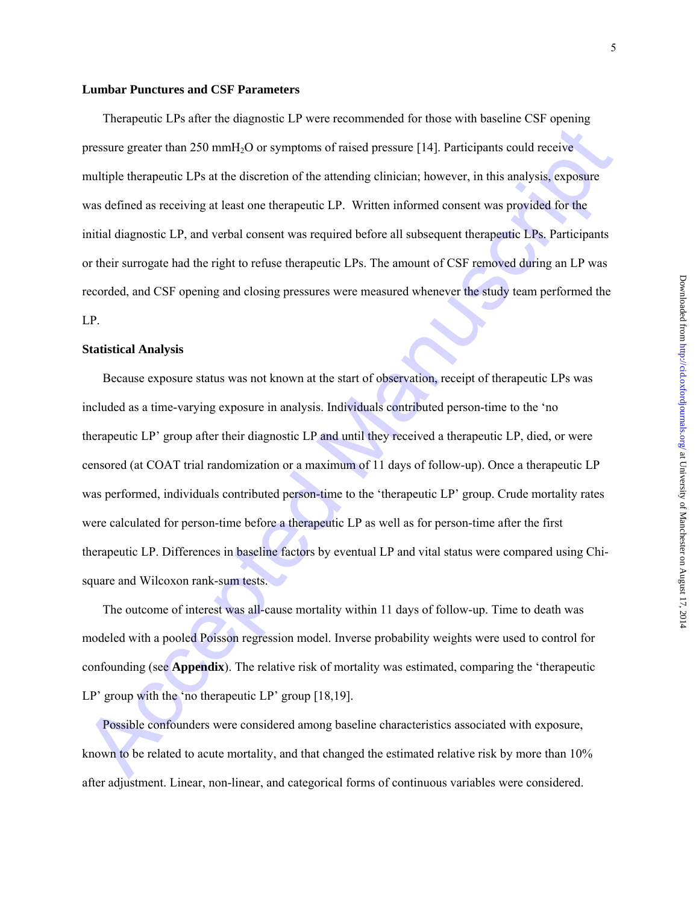**Lumbar Punctures and CSF Parameters**

Therapeutic LPs after the diagnostic LP were recommended for those with baseline CSF opening pressure greater than 250 mm$H_2O$ or symptoms of raised pressure [14]. Participants could receive multiple therapeutic LPs at the discretion of the attending clinician; however, in this analysis, exposure was defined as receiving at least one therapeutic LP. Written informed consent was provided for the initial diagnostic LP, and verbal consent was required before all subsequent therapeutic LPs. Participants or their surrogate had the right to refuse therapeutic LPs. The amount of CSF removed during an LP was recorded, and CSF opening and closing pressures were measured whenever the study team performed the LP.

**Statistical Analysis**

Because exposure status was not known at the start of observation, receipt of therapeutic LPs was included as a time-varying exposure in analysis. Individuals contributed person-time to the 'no therapeutic LP' group after their diagnostic LP and until they received a therapeutic LP, died, or were censored (at COAT trial randomization or a maximum of 11 days of follow-up). Once a therapeutic LP was performed, individuals contributed person-time to the 'therapeutic LP' group. Crude mortality rates were calculated for person-time before a therapeutic LP as well as for person-time after the first therapeutic LP. Differences in baseline factors by eventual LP and vital status were compared using Chi-square and Wilcoxon rank-sum tests.

The outcome of interest was all-cause mortality within 11 days of follow-up. Time to death was modeled with a pooled Poisson regression model. Inverse probability weights were used to control for confounding (see **Appendix**). The relative risk of mortality was estimated, comparing the 'therapeutic LP' group with the 'no therapeutic LP' group [18,19].

Possible confounders were considered among baseline characteristics associated with exposure, known to be related to acute mortality, and that changed the estimated relative risk by more than 10% after adjustment. Linear, non-linear, and categorical forms of continuous variables were considered.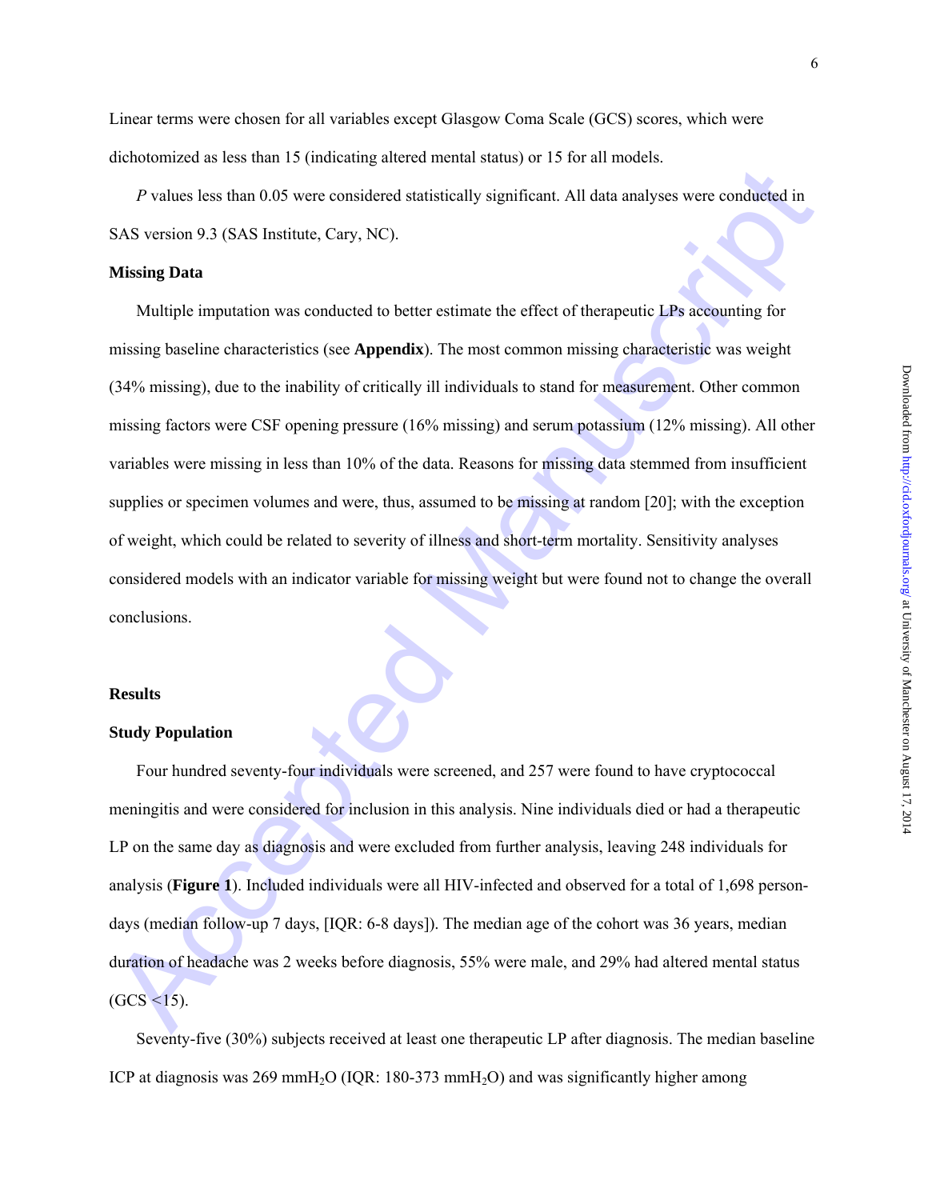Linear terms were chosen for all variables except Glasgow Coma Scale (GCS) scores, which were dichotomized as less than 15 (indicating altered mental status) or 15 for all models.

*P* values less than 0.05 were considered statistically significant. All data analyses were conducted in SAS version 9.3 (SAS Institute, Cary, NC).

### Missing Data

Multiple imputation was conducted to better estimate the effect of therapeutic LPs accounting for missing baseline characteristics (see **Appendix**). The most common missing characteristic was weight (34% missing), due to the inability of critically ill individuals to stand for measurement. Other common missing factors were CSF opening pressure (16% missing) and serum potassium (12% missing). All other variables were missing in less than 10% of the data. Reasons for missing data stemmed from insufficient supplies or specimen volumes and were, thus, assumed to be missing at random [20]; with the exception of weight, which could be related to severity of illness and short-term mortality. Sensitivity analyses considered models with an indicator variable for missing weight but were found not to change the overall conclusions.

## Results

### Study Population

Four hundred seventy-four individuals were screened, and 257 were found to have cryptococcal meningitis and were considered for inclusion in this analysis. Nine individuals died or had a therapeutic LP on the same day as diagnosis and were excluded from further analysis, leaving 248 individuals for analysis (**Figure 1**). Included individuals were all HIV-infected and observed for a total of 1,698 person-days (median follow-up 7 days, [IQR: 6-8 days]). The median age of the cohort was 36 years, median duration of headache was 2 weeks before diagnosis, 55% were male, and 29% had altered mental status (GCS <15).

Seventy-five (30%) subjects received at least one therapeutic LP after diagnosis. The median baseline ICP at diagnosis was 269 mm$H_2O$ (IQR: 180-373 mm$H_2O$) and was significantly higher among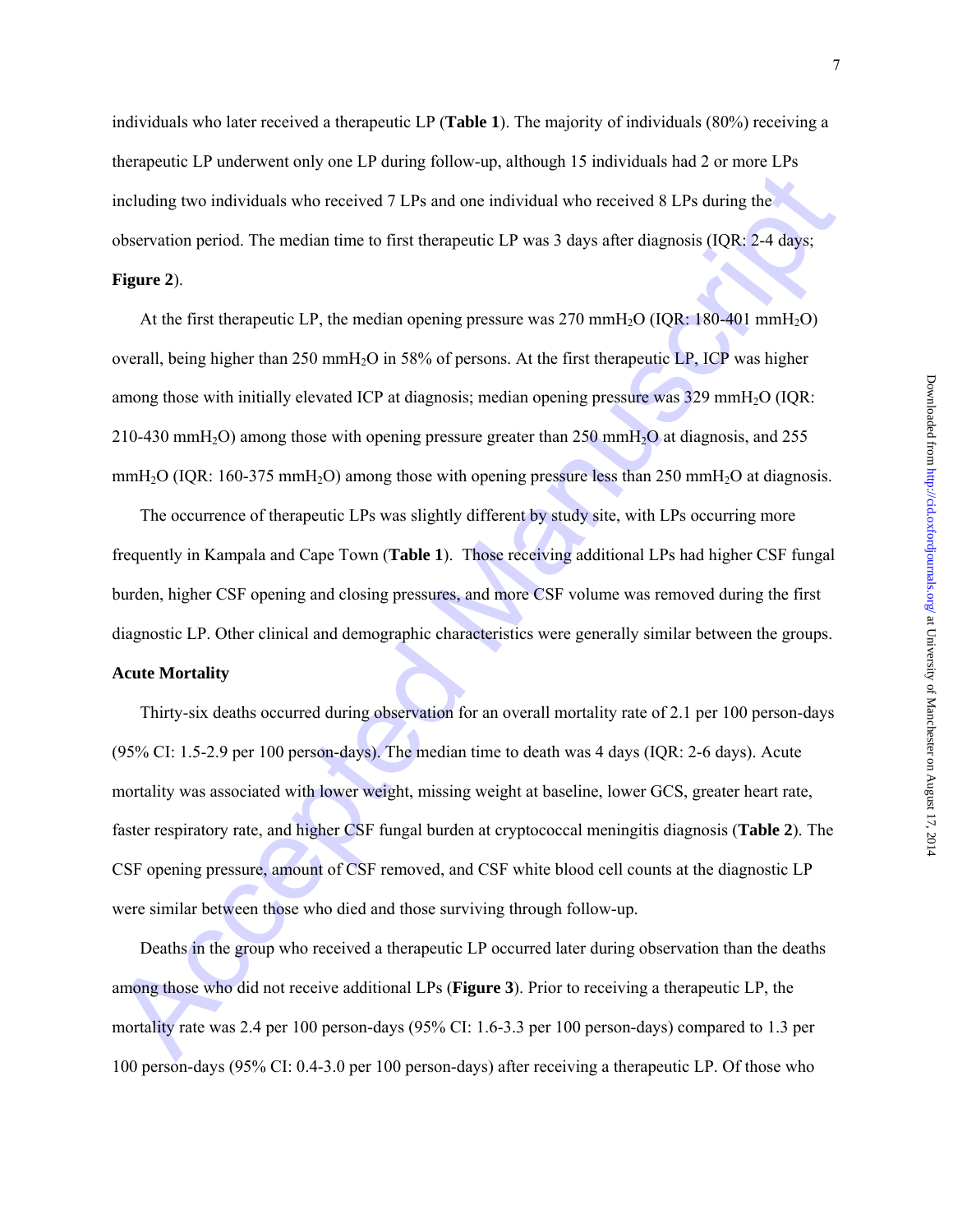individuals who later received a therapeutic LP (**Table 1**). The majority of individuals (80%) receiving a therapeutic LP underwent only one LP during follow-up, although 15 individuals had 2 or more LPs including two individuals who received 7 LPs and one individual who received 8 LPs during the observation period. The median time to first therapeutic LP was 3 days after diagnosis (IQR: 2-4 days; **Figure 2**).

At the first therapeutic LP, the median opening pressure was 270 mm$H_2O$ (IQR: 180-401 mm$H_2O$) overall, being higher than 250 mm$H_2O$ in 58% of persons. At the first therapeutic LP, ICP was higher among those with initially elevated ICP at diagnosis; median opening pressure was 329 mm$H_2O$ (IQR: 210-430 mm$H_2O$) among those with opening pressure greater than 250 mm$H_2O$ at diagnosis, and 255 mm$H_2O$ (IQR: 160-375 mm$H_2O$) among those with opening pressure less than 250 mm$H_2O$ at diagnosis.

The occurrence of therapeutic LPs was slightly different by study site, with LPs occurring more frequently in Kampala and Cape Town (**Table 1**). Those receiving additional LPs had higher CSF fungal burden, higher CSF opening and closing pressures, and more CSF volume was removed during the first diagnostic LP. Other clinical and demographic characteristics were generally similar between the groups.

**Acute Mortality**

Thirty-six deaths occurred during observation for an overall mortality rate of 2.1 per 100 person-days (95% CI: 1.5-2.9 per 100 person-days). The median time to death was 4 days (IQR: 2-6 days). Acute mortality was associated with lower weight, missing weight at baseline, lower GCS, greater heart rate, faster respiratory rate, and higher CSF fungal burden at cryptococcal meningitis diagnosis (**Table 2**). The CSF opening pressure, amount of CSF removed, and CSF white blood cell counts at the diagnostic LP were similar between those who died and those surviving through follow-up.

Deaths in the group who received a therapeutic LP occurred later during observation than the deaths among those who did not receive additional LPs (**Figure 3**). Prior to receiving a therapeutic LP, the mortality rate was 2.4 per 100 person-days (95% CI: 1.6-3.3 per 100 person-days) compared to 1.3 per 100 person-days (95% CI: 0.4-3.0 per 100 person-days) after receiving a therapeutic LP. Of those who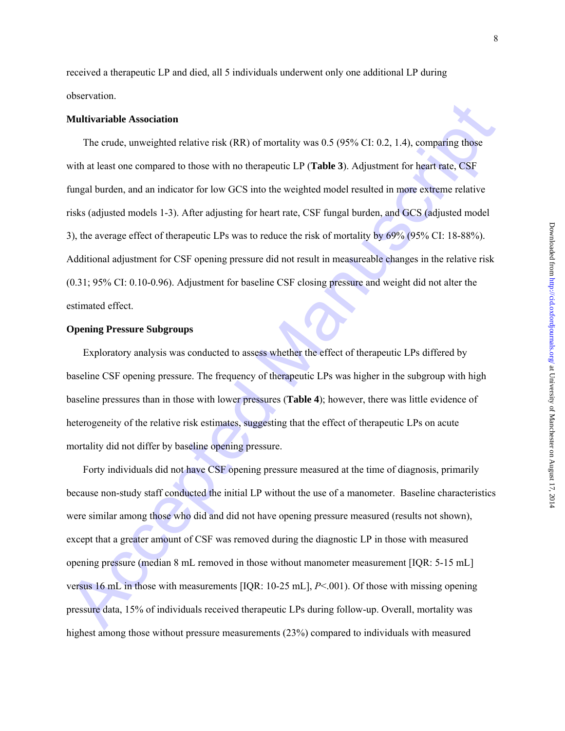received a therapeutic LP and died, all 5 individuals underwent only one additional LP during observation.

**Multivariable Association**

The crude, unweighted relative risk (RR) of mortality was 0.5 (95% CI: 0.2, 1.4), comparing those with at least one compared to those with no therapeutic LP (**Table 3**). Adjustment for heart rate, CSF fungal burden, and an indicator for low GCS into the weighted model resulted in more extreme relative risks (adjusted models 1-3). After adjusting for heart rate, CSF fungal burden, and GCS (adjusted model 3), the average effect of therapeutic LPs was to reduce the risk of mortality by 69% (95% CI: 18-88%). Additional adjustment for CSF opening pressure did not result in measureable changes in the relative risk (0.31; 95% CI: 0.10-0.96). Adjustment for baseline CSF closing pressure and weight did not alter the estimated effect.

**Opening Pressure Subgroups**

Exploratory analysis was conducted to assess whether the effect of therapeutic LPs differed by baseline CSF opening pressure. The frequency of therapeutic LPs was higher in the subgroup with high baseline pressures than in those with lower pressures (**Table 4**); however, there was little evidence of heterogeneity of the relative risk estimates, suggesting that the effect of therapeutic LPs on acute mortality did not differ by baseline opening pressure.

Forty individuals did not have CSF opening pressure measured at the time of diagnosis, primarily because non-study staff conducted the initial LP without the use of a manometer. Baseline characteristics were similar among those who did and did not have opening pressure measured (results not shown), except that a greater amount of CSF was removed during the diagnostic LP in those with measured opening pressure (median 8 mL removed in those without manometer measurement [IQR: 5-15 mL] versus 16 mL in those with measurements [IQR: 10-25 mL], $P$<.001). Of those with missing opening pressure data, 15% of individuals received therapeutic LPs during follow-up. Overall, mortality was highest among those without pressure measurements (23%) compared to individuals with measured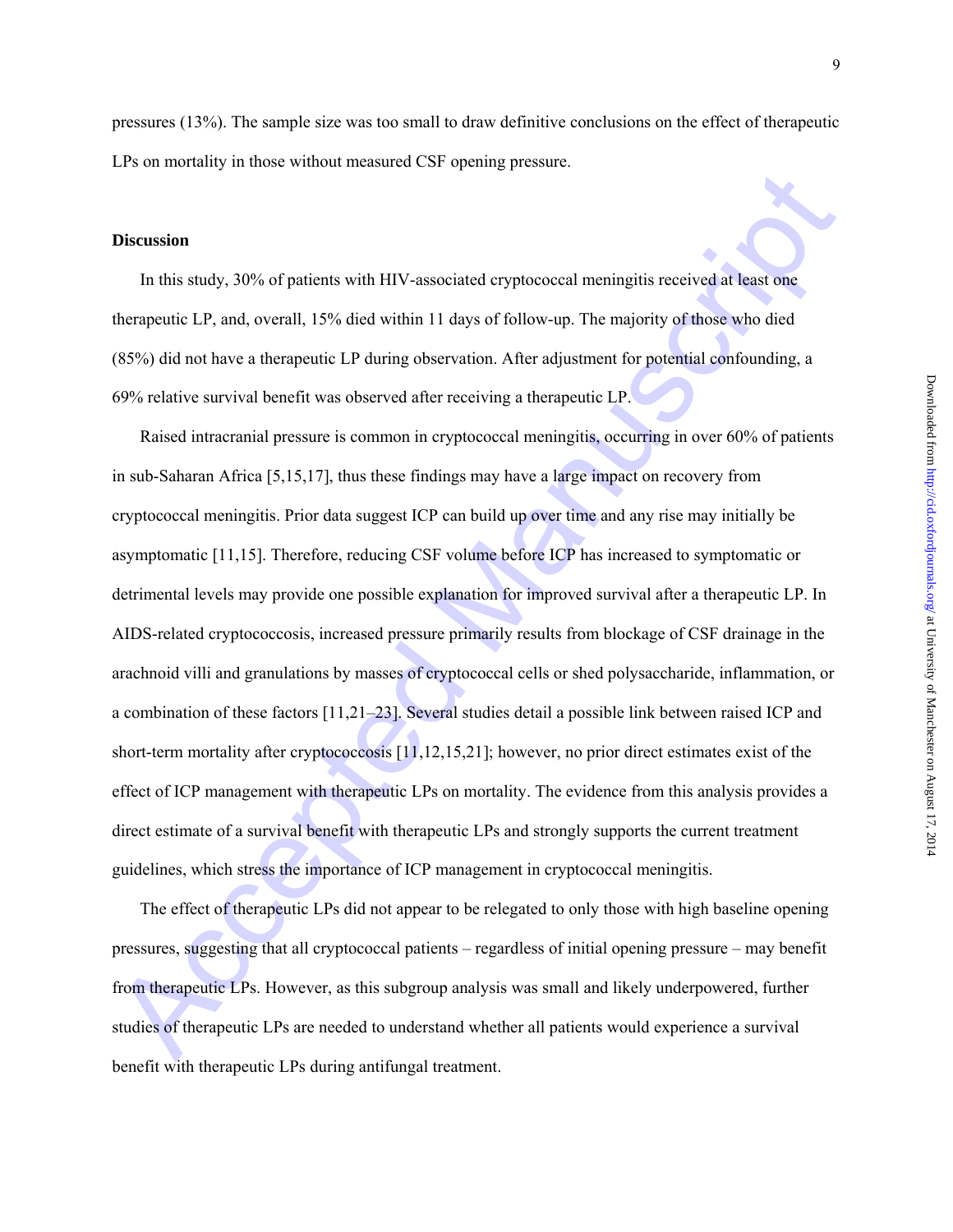pressures (13%). The sample size was too small to draw definitive conclusions on the effect of therapeutic LPs on mortality in those without measured CSF opening pressure.

## Discussion

In this study, 30% of patients with HIV-associated cryptococcal meningitis received at least one therapeutic LP, and, overall, 15% died within 11 days of follow-up. The majority of those who died (85%) did not have a therapeutic LP during observation. After adjustment for potential confounding, a 69% relative survival benefit was observed after receiving a therapeutic LP.

Raised intracranial pressure is common in cryptococcal meningitis, occurring in over 60% of patients in sub-Saharan Africa [5,15,17], thus these findings may have a large impact on recovery from cryptococcal meningitis. Prior data suggest ICP can build up over time and any rise may initially be asymptomatic [11,15]. Therefore, reducing CSF volume before ICP has increased to symptomatic or detrimental levels may provide one possible explanation for improved survival after a therapeutic LP. In AIDS-related cryptococcosis, increased pressure primarily results from blockage of CSF drainage in the arachnoid villi and granulations by masses of cryptococcal cells or shed polysaccharide, inflammation, or a combination of these factors [11,21–23]. Several studies detail a possible link between raised ICP and short-term mortality after cryptococcosis [11,12,15,21]; however, no prior direct estimates exist of the effect of ICP management with therapeutic LPs on mortality. The evidence from this analysis provides a direct estimate of a survival benefit with therapeutic LPs and strongly supports the current treatment guidelines, which stress the importance of ICP management in cryptococcal meningitis.

The effect of therapeutic LPs did not appear to be relegated to only those with high baseline opening pressures, suggesting that all cryptococcal patients – regardless of initial opening pressure – may benefit from therapeutic LPs. However, as this subgroup analysis was small and likely underpowered, further studies of therapeutic LPs are needed to understand whether all patients would experience a survival benefit with therapeutic LPs during antifungal treatment.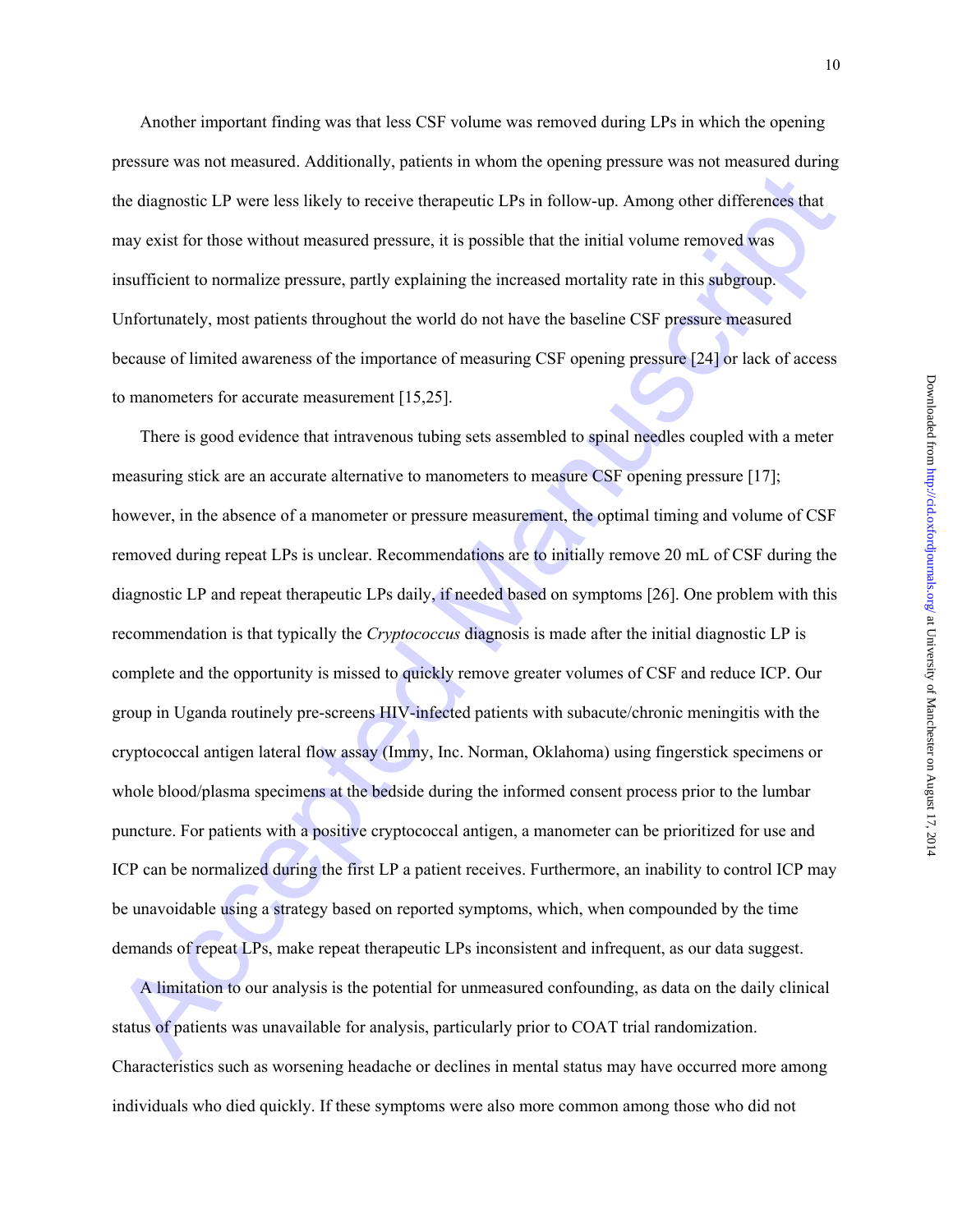Another important finding was that less CSF volume was removed during LPs in which the opening pressure was not measured. Additionally, patients in whom the opening pressure was not measured during the diagnostic LP were less likely to receive therapeutic LPs in follow-up. Among other differences that may exist for those without measured pressure, it is possible that the initial volume removed was insufficient to normalize pressure, partly explaining the increased mortality rate in this subgroup. Unfortunately, most patients throughout the world do not have the baseline CSF pressure measured because of limited awareness of the importance of measuring CSF opening pressure [24] or lack of access to manometers for accurate measurement [15,25].

There is good evidence that intravenous tubing sets assembled to spinal needles coupled with a meter measuring stick are an accurate alternative to manometers to measure CSF opening pressure [17]; however, in the absence of a manometer or pressure measurement, the optimal timing and volume of CSF removed during repeat LPs is unclear. Recommendations are to initially remove 20 mL of CSF during the diagnostic LP and repeat therapeutic LPs daily, if needed based on symptoms [26]. One problem with this recommendation is that typically the *Cryptococcus* diagnosis is made after the initial diagnostic LP is complete and the opportunity is missed to quickly remove greater volumes of CSF and reduce ICP. Our group in Uganda routinely pre-screens HIV-infected patients with subacute/chronic meningitis with the cryptococcal antigen lateral flow assay (Immy, Inc. Norman, Oklahoma) using fingerstick specimens or whole blood/plasma specimens at the bedside during the informed consent process prior to the lumbar puncture. For patients with a positive cryptococcal antigen, a manometer can be prioritized for use and ICP can be normalized during the first LP a patient receives. Furthermore, an inability to control ICP may be unavoidable using a strategy based on reported symptoms, which, when compounded by the time demands of repeat LPs, make repeat therapeutic LPs inconsistent and infrequent, as our data suggest.

A limitation to our analysis is the potential for unmeasured confounding, as data on the daily clinical status of patients was unavailable for analysis, particularly prior to COAT trial randomization. Characteristics such as worsening headache or declines in mental status may have occurred more among individuals who died quickly. If these symptoms were also more common among those who did not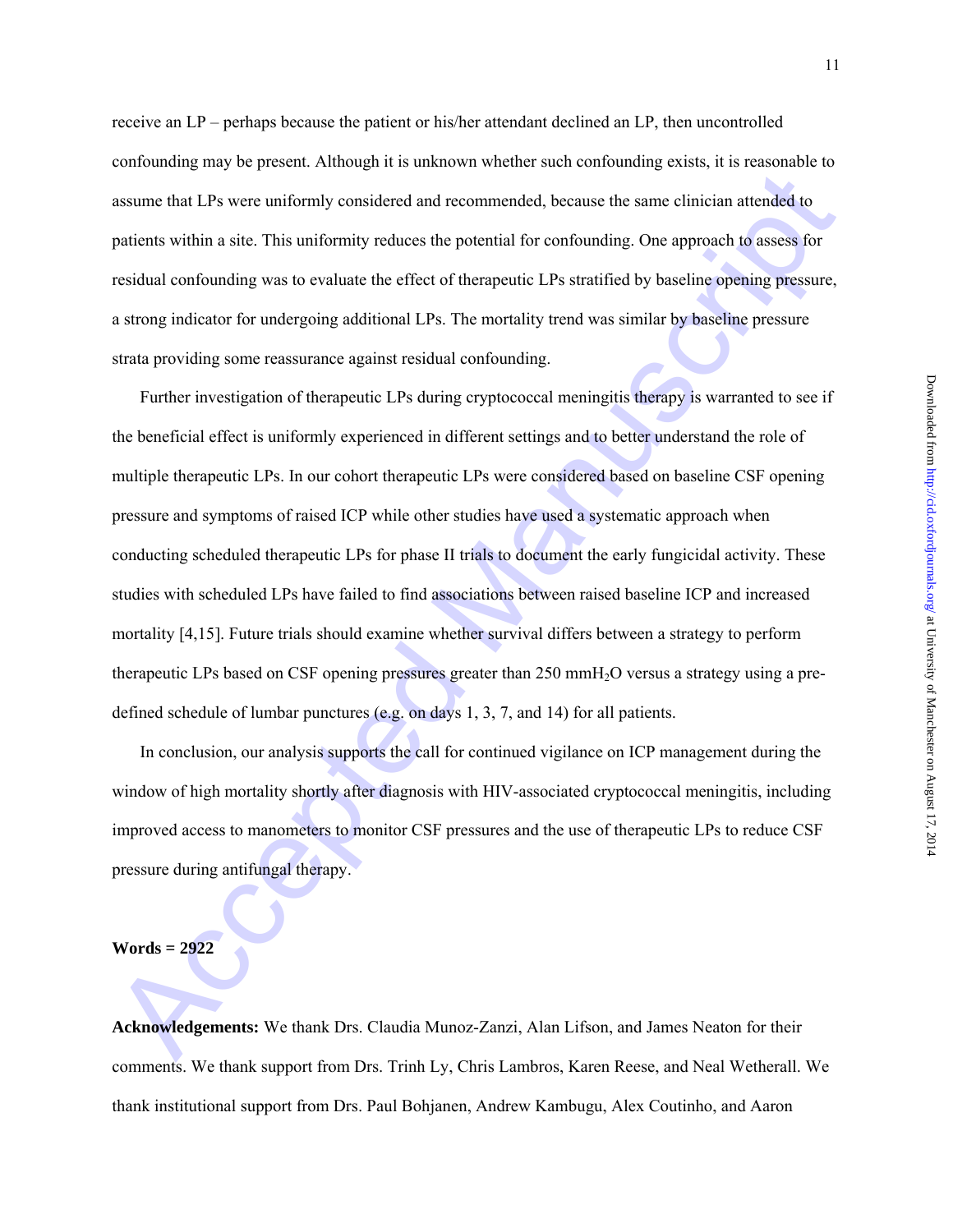receive an LP – perhaps because the patient or his/her attendant declined an LP, then uncontrolled confounding may be present. Although it is unknown whether such confounding exists, it is reasonable to assume that LPs were uniformly considered and recommended, because the same clinician attended to patients within a site. This uniformity reduces the potential for confounding. One approach to assess for residual confounding was to evaluate the effect of therapeutic LPs stratified by baseline opening pressure, a strong indicator for undergoing additional LPs. The mortality trend was similar by baseline pressure strata providing some reassurance against residual confounding.

Further investigation of therapeutic LPs during cryptococcal meningitis therapy is warranted to see if the beneficial effect is uniformly experienced in different settings and to better understand the role of multiple therapeutic LPs. In our cohort therapeutic LPs were considered based on baseline CSF opening pressure and symptoms of raised ICP while other studies have used a systematic approach when conducting scheduled therapeutic LPs for phase II trials to document the early fungicidal activity. These studies with scheduled LPs have failed to find associations between raised baseline ICP and increased mortality [4,15]. Future trials should examine whether survival differs between a strategy to perform therapeutic LPs based on CSF opening pressures greater than 250 mm$H_2O$ versus a strategy using a pre-defined schedule of lumbar punctures (e.g. on days 1, 3, 7, and 14) for all patients.

In conclusion, our analysis supports the call for continued vigilance on ICP management during the window of high mortality shortly after diagnosis with HIV-associated cryptococcal meningitis, including improved access to manometers to monitor CSF pressures and the use of therapeutic LPs to reduce CSF pressure during antifungal therapy.

**Words = 2922**

**Acknowledgements:** We thank Drs. Claudia Munoz-Zanzi, Alan Lifson, and James Neaton for their comments. We thank support from Drs. Trinh Ly, Chris Lambros, Karen Reese, and Neal Wetherall. We thank institutional support from Drs. Paul Bohjanen, Andrew Kambugu, Alex Coutinho, and Aaron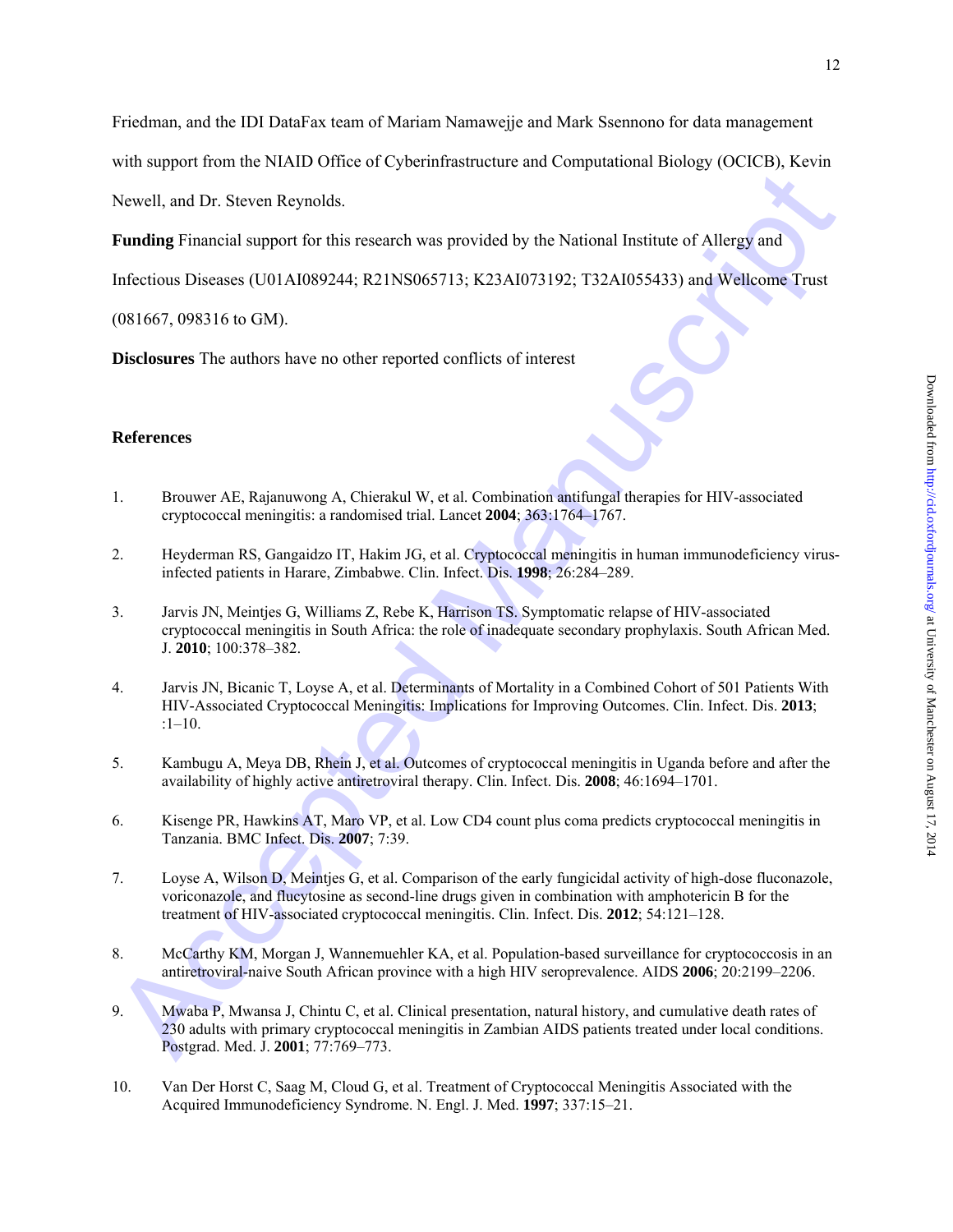Friedman, and the IDI DataFax team of Mariam Namawejje and Mark Ssennono for data management with support from the NIAID Office of Cyberinfrastructure and Computational Biology (OCICB), Kevin Newell, and Dr. Steven Reynolds.

**Funding** Financial support for this research was provided by the National Institute of Allergy and Infectious Diseases (U01AI089244; R21NS065713; K23AI073192; T32AI055433) and Wellcome Trust (081667, 098316 to GM).

**Disclosures** The authors have no other reported conflicts of interest

## References

1. Brouwer AE, Rajanuwong A, Chierakul W, et al. Combination antifungal therapies for HIV-associated cryptococcal meningitis: a randomised trial. Lancet **2004**; 363:1764–1767.

2. Heyderman RS, Gangaidzo IT, Hakim JG, et al. Cryptococcal meningitis in human immunodeficiency virus-infected patients in Harare, Zimbabwe. Clin. Infect. Dis. **1998**; 26:284–289.

3. Jarvis JN, Meintjes G, Williams Z, Rebe K, Harrison TS. Symptomatic relapse of HIV-associated cryptococcal meningitis in South Africa: the role of inadequate secondary prophylaxis. South African Med. J. **2010**; 100:378–382.

4. Jarvis JN, Bicanic T, Loyse A, et al. Determinants of Mortality in a Combined Cohort of 501 Patients With HIV-Associated Cryptococcal Meningitis: Implications for Improving Outcomes. Clin. Infect. Dis. **2013**; :1–10.

5. Kambugu A, Meya DB, Rhein J, et al. Outcomes of cryptococcal meningitis in Uganda before and after the availability of highly active antiretroviral therapy. Clin. Infect. Dis. **2008**; 46:1694–1701.

6. Kisenge PR, Hawkins AT, Maro VP, et al. Low CD4 count plus coma predicts cryptococcal meningitis in Tanzania. BMC Infect. Dis. **2007**; 7:39.

7. Loyse A, Wilson D, Meintjes G, et al. Comparison of the early fungicidal activity of high-dose fluconazole, voriconazole, and flucytosine as second-line drugs given in combination with amphotericin B for the treatment of HIV-associated cryptococcal meningitis. Clin. Infect. Dis. **2012**; 54:121–128.

8. McCarthy KM, Morgan J, Wannemuehler KA, et al. Population-based surveillance for cryptococcosis in an antiretroviral-naive South African province with a high HIV seroprevalence. AIDS **2006**; 20:2199–2206.

9. Mwaba P, Mwansa J, Chintu C, et al. Clinical presentation, natural history, and cumulative death rates of 230 adults with primary cryptococcal meningitis in Zambian AIDS patients treated under local conditions. Postgrad. Med. J. **2001**; 77:769–773.

10. Van Der Horst C, Saag M, Cloud G, et al. Treatment of Cryptococcal Meningitis Associated with the Acquired Immunodeficiency Syndrome. N. Engl. J. Med. **1997**; 337:15–21.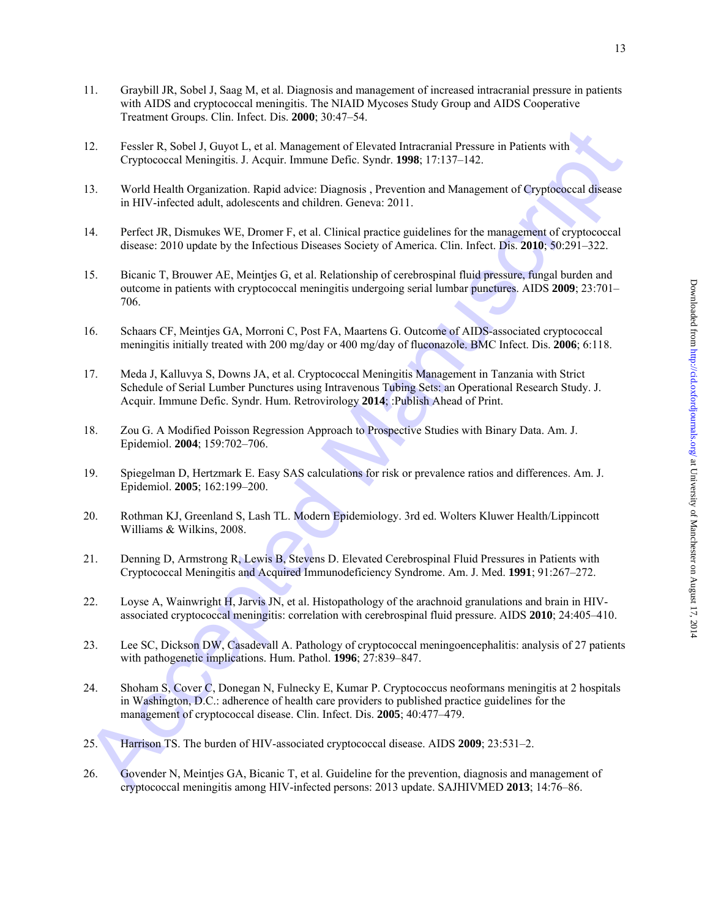11. Graybill JR, Sobel J, Saag M, et al. Diagnosis and management of increased intracranial pressure in patients with AIDS and cryptococcal meningitis. The NIAID Mycoses Study Group and AIDS Cooperative Treatment Groups. Clin. Infect. Dis. **2000**; 30:47–54.

12. Fessler R, Sobel J, Guyot L, et al. Management of Elevated Intracranial Pressure in Patients with Cryptococcal Meningitis. J. Acquir. Immune Defic. Syndr. **1998**; 17:137–142.

13. World Health Organization. Rapid advice: Diagnosis , Prevention and Management of Cryptococcal disease in HIV-infected adult, adolescents and children. Geneva: 2011.

14. Perfect JR, Dismukes WE, Dromer F, et al. Clinical practice guidelines for the management of cryptococcal disease: 2010 update by the Infectious Diseases Society of America. Clin. Infect. Dis. **2010**; 50:291–322.

15. Bicanic T, Brouwer AE, Meintjes G, et al. Relationship of cerebrospinal fluid pressure, fungal burden and outcome in patients with cryptococcal meningitis undergoing serial lumbar punctures. AIDS **2009**; 23:701–706.

16. Schaars CF, Meintjes GA, Morroni C, Post FA, Maartens G. Outcome of AIDS-associated cryptococcal meningitis initially treated with 200 mg/day or 400 mg/day of fluconazole. BMC Infect. Dis. **2006**; 6:118.

17. Meda J, Kalluvya S, Downs JA, et al. Cryptococcal Meningitis Management in Tanzania with Strict Schedule of Serial Lumber Punctures using Intravenous Tubing Sets: an Operational Research Study. J. Acquir. Immune Defic. Syndr. Hum. Retrovirology **2014**; :Publish Ahead of Print.

18. Zou G. A Modified Poisson Regression Approach to Prospective Studies with Binary Data. Am. J. Epidemiol. **2004**; 159:702–706.

19. Spiegelman D, Hertzmark E. Easy SAS calculations for risk or prevalence ratios and differences. Am. J. Epidemiol. **2005**; 162:199–200.

20. Rothman KJ, Greenland S, Lash TL. Modern Epidemiology. 3rd ed. Wolters Kluwer Health/Lippincott Williams & Wilkins, 2008.

21. Denning D, Armstrong R, Lewis B, Stevens D. Elevated Cerebrospinal Fluid Pressures in Patients with Cryptococcal Meningitis and Acquired Immunodeficiency Syndrome. Am. J. Med. **1991**; 91:267–272.

22. Loyse A, Wainwright H, Jarvis JN, et al. Histopathology of the arachnoid granulations and brain in HIV-associated cryptococcal meningitis: correlation with cerebrospinal fluid pressure. AIDS **2010**; 24:405–410.

23. Lee SC, Dickson DW, Casadevall A. Pathology of cryptococcal meningoencephalitis: analysis of 27 patients with pathogenetic implications. Hum. Pathol. **1996**; 27:839–847.

24. Shoham S, Cover C, Donegan N, Fulnecky E, Kumar P. Cryptococcus neoformans meningitis at 2 hospitals in Washington, D.C.: adherence of health care providers to published practice guidelines for the management of cryptococcal disease. Clin. Infect. Dis. **2005**; 40:477–479.

25. Harrison TS. The burden of HIV-associated cryptococcal disease. AIDS **2009**; 23:531–2.

26. Govender N, Meintjes GA, Bicanic T, et al. Guideline for the prevention, diagnosis and management of cryptococcal meningitis among HIV-infected persons: 2013 update. SAJHIVMED **2013**; 14:76–86.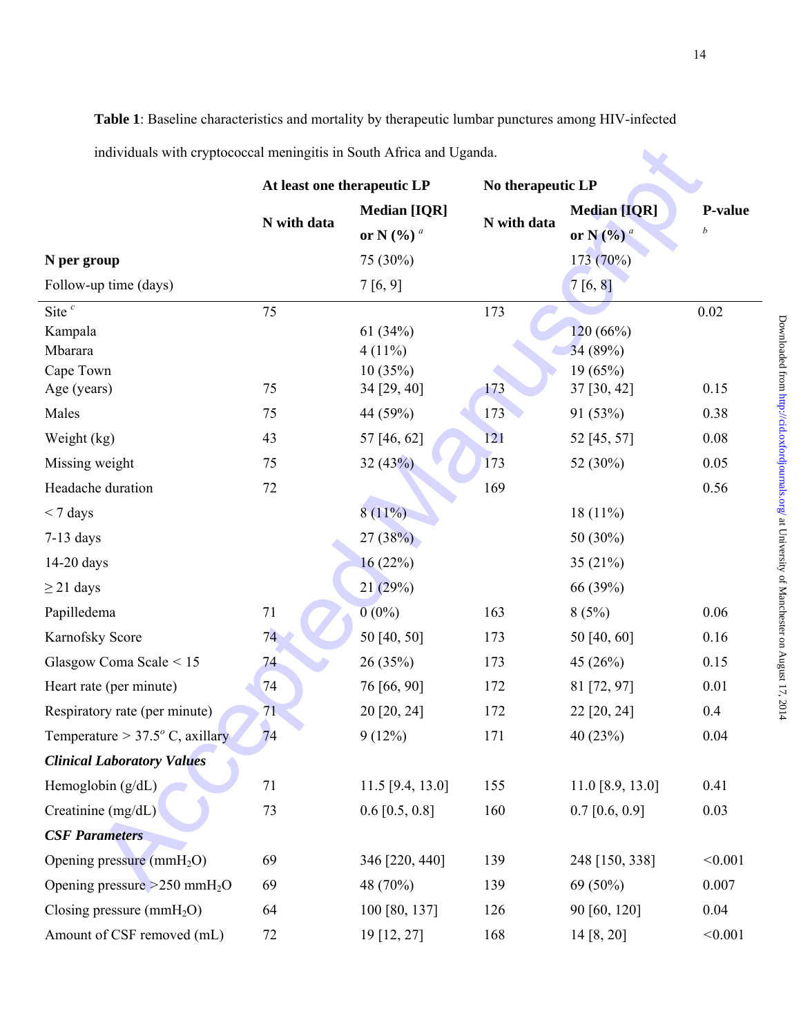**Table 1**: Baseline characteristics and mortality by therapeutic lumbar punctures among HIV-infected individuals with cryptococcal meningitis in South Africa and Uganda.

| | At least one therapeutic LP | | No therapeutic LP | | |
|---|---|---|---|---|---|
| | N with data | Median [IQR] or N (%) [a] | N with data | Median [IQR] or N (%) [a] | P-value [b] |
| **N per group** | | 75 (30%) | | 173 (70%) | |
| Follow-up time (days) | | 7 [6, 9] | | 7 [6, 8] | |
| Site [c] | 75 | | 173 | | 0.02 |
| Kampala | | 61 (34%) | | 120 (66%) | |
| Mbarara | | 4 (11%) | | 34 (89%) | |
| Cape Town | | 10 (35%) | | 19 (65%) | |
| Age (years) | 75 | 34 [29, 40] | 173 | 37 [30, 42] | 0.15 |
| Males | 75 | 44 (59%) | 173 | 91 (53%) | 0.38 |
| Weight (kg) | 43 | 57 [46, 62] | 121 | 52 [45, 57] | 0.08 |
| Missing weight | 75 | 32 (43%) | 173 | 52 (30%) | 0.05 |
| Headache duration | 72 | | 169 | | 0.56 |
| < 7 days | | 8 (11%) | | 18 (11%) | |
| 7-13 days | | 27 (38%) | | 50 (30%) | |
| 14-20 days | | 16 (22%) | | 35 (21%) | |
| ≥ 21 days | | 21 (29%) | | 66 (39%) | |
| Papilledema | 71 | 0 (0%) | 163 | 8 (5%) | 0.06 |
| Karnofsky Score | 74 | 50 [40, 50] | 173 | 50 [40, 60] | 0.16 |
| Glasgow Coma Scale < 15 | 74 | 26 (35%) | 173 | 45 (26%) | 0.15 |
| Heart rate (per minute) | 74 | 76 [66, 90] | 172 | 81 [72, 97] | 0.01 |
| Respiratory rate (per minute) | 71 | 20 [20, 24] | 172 | 22 [20, 24] | 0.4 |
| Temperature > 37.5$^o$ C, axillary | 74 | 9 (12%) | 171 | 40 (23%) | 0.04 |
| ***Clinical Laboratory Values*** | | | | | |
| Hemoglobin (g/dL) | 71 | 11.5 [9.4, 13.0] | 155 | 11.0 [8.9, 13.0] | 0.41 |
| Creatinine (mg/dL) | 73 | 0.6 [0.5, 0.8] | 160 | 0.7 [0.6, 0.9] | 0.03 |
| ***CSF Parameters*** | | | | | |
| Opening pressure (mm$H_2O$) | 69 | 346 [220, 440] | 139 | 248 [150, 338] | <0.001 |
| Opening pressure >250 mm$H_2O$ | 69 | 48 (70%) | 139 | 69 (50%) | 0.007 |
| Closing pressure (mm$H_2O$) | 64 | 100 [80, 137] | 126 | 90 [60, 120] | 0.04 |
| Amount of CSF removed (mL) | 72 | 19 [12, 27] | 168 | 14 [8, 20] | <0.001 |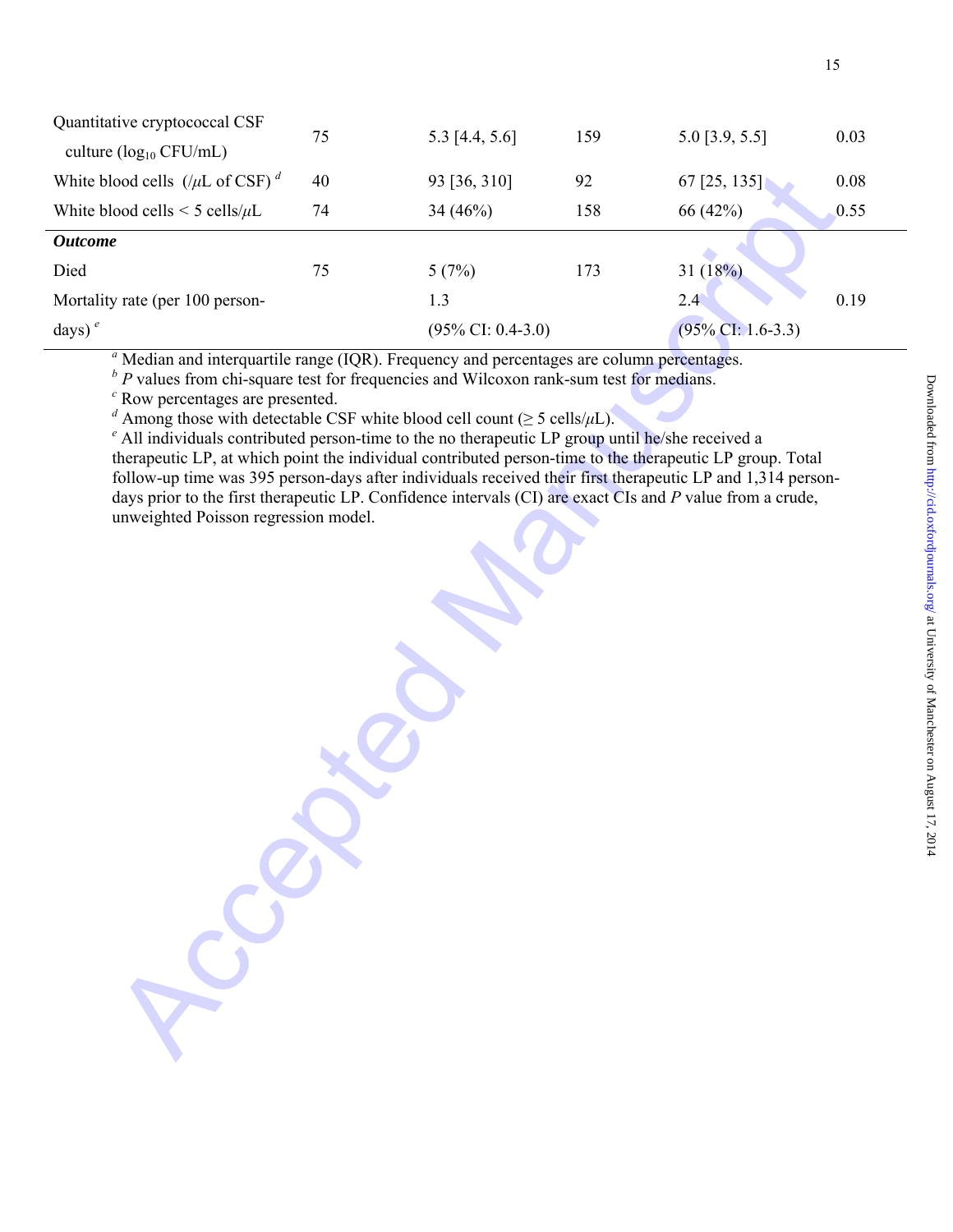| | | | | | |
|---|---|---|---|---|---|
| Quantitative cryptococcal CSF culture ($\log_{10}$ CFU/mL) | 75 | 5.3 [4.4, 5.6] | 159 | 5.0 [3.9, 5.5] | 0.03 |
| White blood cells (/$\mu$L of CSF) [d] | 40 | 93 [36, 310] | 92 | 67 [25, 135] | 0.08 |
| White blood cells < 5 cells/$\mu$L | 74 | 34 (46%) | 158 | 66 (42%) | 0.55 |
| ***Outcome*** | | | | | |
| Died | 75 | 5 (7%) | 173 | 31 (18%) | |
| Mortality rate (per 100 person-days) [e] | | 1.3 (95% CI: 0.4-3.0) | | 2.4 (95% CI: 1.6-3.3) | 0.19 |

[a] Median and interquartile range (IQR). Frequency and percentages are column percentages.
[b] *P* values from chi-square test for frequencies and Wilcoxon rank-sum test for medians.
[c] Row percentages are presented.
[d] Among those with detectable CSF white blood cell count (≥ 5 cells/$\mu$L).
[e] All individuals contributed person-time to the no therapeutic LP group until he/she received a therapeutic LP, at which point the individual contributed person-time to the therapeutic LP group. Total follow-up time was 395 person-days after individuals received their first therapeutic LP and 1,314 person-days prior to the first therapeutic LP. Confidence intervals (CI) are exact CIs and *P* value from a crude, unweighted Poisson regression model.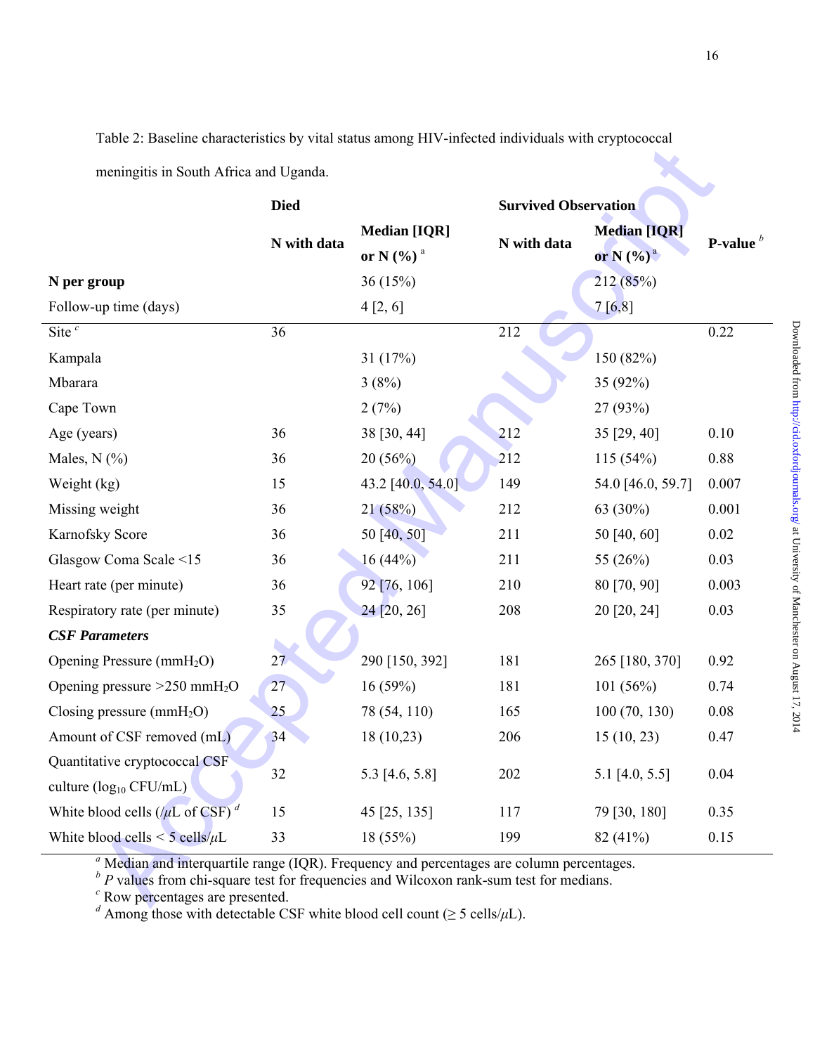Table 2: Baseline characteristics by vital status among HIV-infected individuals with cryptococcal meningitis in South Africa and Uganda.

| | Died | | Survived Observation | | |
|---|---|---|---|---|---|
| | N with data | Median [IQR] or N (%) [a] | N with data | Median [IQR] or N (%) [a] | P-value [b] |
| **N per group** | | 36 (15%) | | 212 (85%) | |
| Follow-up time (days) | | 4 [2, 6] | | 7 [6,8] | |
| Site [c] | 36 | | 212 | | 0.22 |
| Kampala | | 31 (17%) | | 150 (82%) | |
| Mbarara | | 3 (8%) | | 35 (92%) | |
| Cape Town | | 2 (7%) | | 27 (93%) | |
| Age (years) | 36 | 38 [30, 44] | 212 | 35 [29, 40] | 0.10 |
| Males, N (%) | 36 | 20 (56%) | 212 | 115 (54%) | 0.88 |
| Weight (kg) | 15 | 43.2 [40.0, 54.0] | 149 | 54.0 [46.0, 59.7] | 0.007 |
| Missing weight | 36 | 21 (58%) | 212 | 63 (30%) | 0.001 |
| Karnofsky Score | 36 | 50 [40, 50] | 211 | 50 [40, 60] | 0.02 |
| Glasgow Coma Scale <15 | 36 | 16 (44%) | 211 | 55 (26%) | 0.03 |
| Heart rate (per minute) | 36 | 92 [76, 106] | 210 | 80 [70, 90] | 0.003 |
| Respiratory rate (per minute) | 35 | 24 [20, 26] | 208 | 20 [20, 24] | 0.03 |
| ***CSF Parameters*** | | | | | |
| Opening Pressure (mm$H_2O$) | 27 | 290 [150, 392] | 181 | 265 [180, 370] | 0.92 |
| Opening pressure >250 mm$H_2O$ | 27 | 16 (59%) | 181 | 101 (56%) | 0.74 |
| Closing pressure (mm$H_2O$) | 25 | 78 (54, 110) | 165 | 100 (70, 130) | 0.08 |
| Amount of CSF removed (mL) | 34 | 18 (10,23) | 206 | 15 (10, 23) | 0.47 |
| Quantitative cryptococcal CSF culture ($\log_{10}$ CFU/mL) | 32 | 5.3 [4.6, 5.8] | 202 | 5.1 [4.0, 5.5] | 0.04 |
| White blood cells (/$\mu$L of CSF) [d] | 15 | 45 [25, 135] | 117 | 79 [30, 180] | 0.35 |
| White blood cells < 5 cells/$\mu$L | 33 | 18 (55%) | 199 | 82 (41%) | 0.15 |

[a] Median and interquartile range (IQR). Frequency and percentages are column percentages.
[b] *P* values from chi-square test for frequencies and Wilcoxon rank-sum test for medians.
[c] Row percentages are presented.
[d] Among those with detectable CSF white blood cell count (≥ 5 cells/$\mu$L).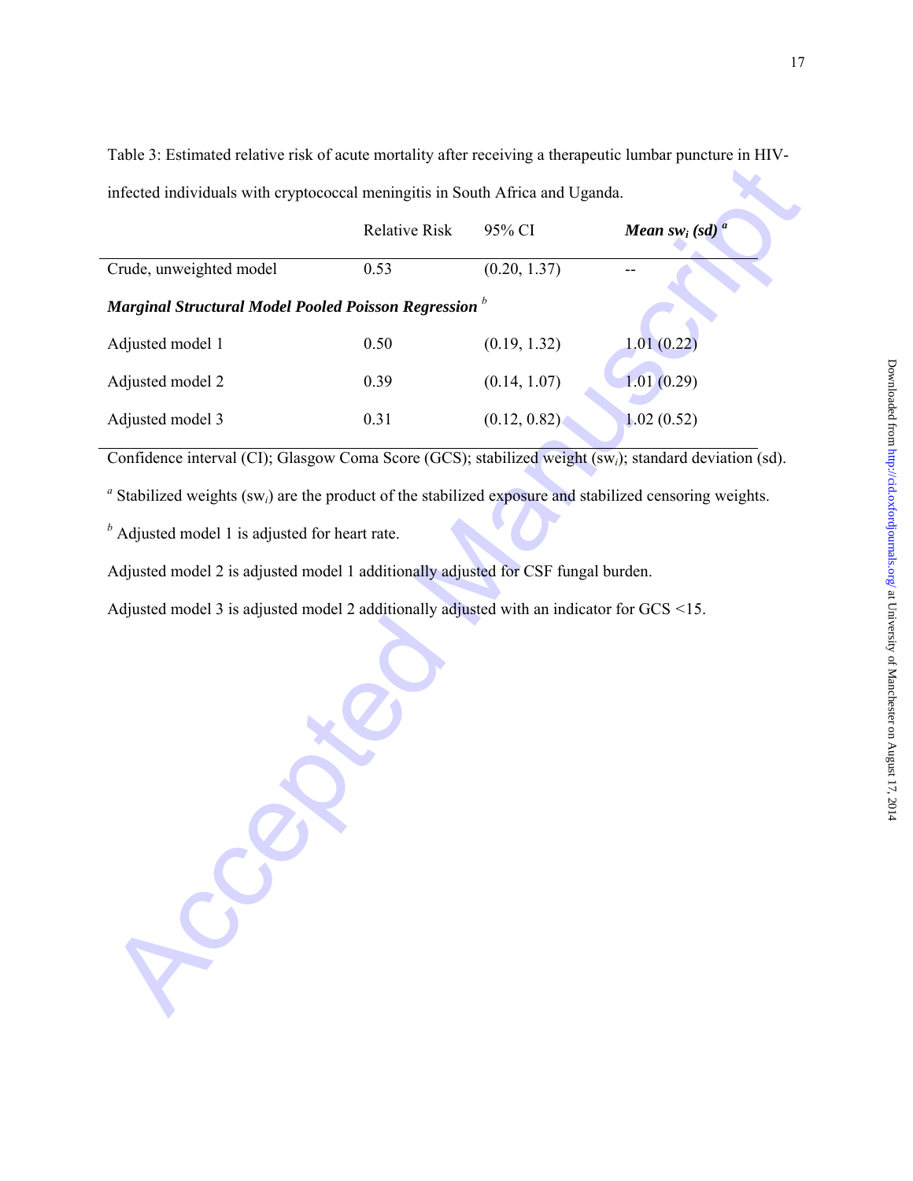Table 3: Estimated relative risk of acute mortality after receiving a therapeutic lumbar puncture in HIV-infected individuals with cryptococcal meningitis in South Africa and Uganda.

| | Relative Risk | 95% CI | ***Mean $sw_i$ (sd)*** [a] |
|---|---|---|---|
| Crude, unweighted model | 0.53 | (0.20, 1.37) | -- |
| ***Marginal Structural Model Pooled Poisson Regression*** [b] | | | |
| Adjusted model 1 | 0.50 | (0.19, 1.32) | 1.01 (0.22) |
| Adjusted model 2 | 0.39 | (0.14, 1.07) | 1.01 (0.29) |
| Adjusted model 3 | 0.31 | (0.12, 0.82) | 1.02 (0.52) |

Confidence interval (CI); Glasgow Coma Score (GCS); stabilized weight ($sw_i$); standard deviation (sd).

[a] Stabilized weights ($sw_i$) are the product of the stabilized exposure and stabilized censoring weights.

[b] Adjusted model 1 is adjusted for heart rate.

Adjusted model 2 is adjusted model 1 additionally adjusted for CSF fungal burden.

Adjusted model 3 is adjusted model 2 additionally adjusted with an indicator for GCS <15.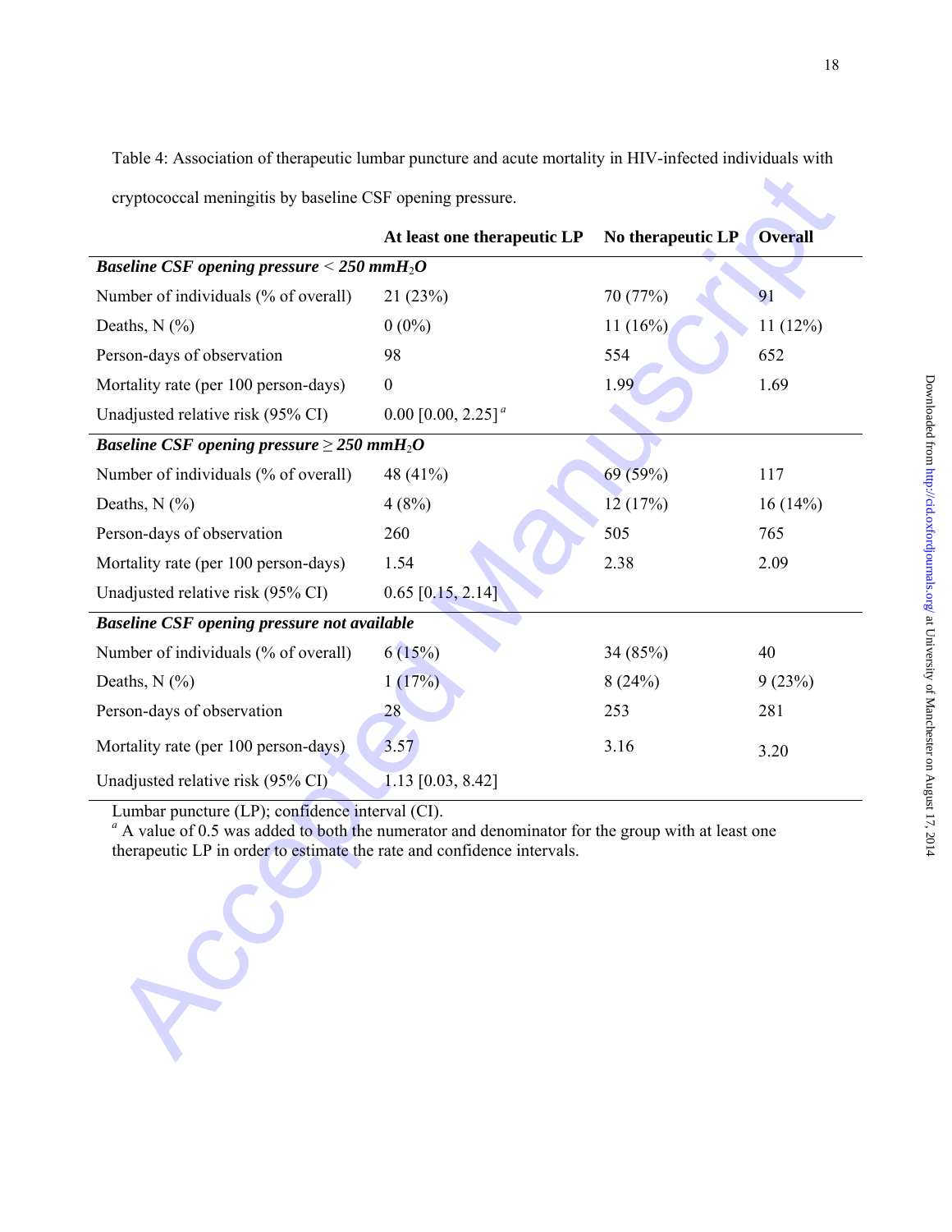Table 4: Association of therapeutic lumbar puncture and acute mortality in HIV-infected individuals with cryptococcal meningitis by baseline CSF opening pressure.

| | At least one therapeutic LP | No therapeutic LP | Overall |
|---|---|---|---|
| ***Baseline CSF opening pressure < 250 mmH$_2$O*** | | | |
| Number of individuals (% of overall) | 21 (23%) | 70 (77%) | 91 |
| Deaths, N (%) | 0 (0%) | 11 (16%) | 11 (12%) |
| Person-days of observation | 98 | 554 | 652 |
| Mortality rate (per 100 person-days) | 0 | 1.99 | 1.69 |
| Unadjusted relative risk (95% CI) | 0.00 [0.00, 2.25] [a] | | |
| ***Baseline CSF opening pressure ≥ 250 mmH$_2$O*** | | | |
| Number of individuals (% of overall) | 48 (41%) | 69 (59%) | 117 |
| Deaths, N (%) | 4 (8%) | 12 (17%) | 16 (14%) |
| Person-days of observation | 260 | 505 | 765 |
| Mortality rate (per 100 person-days) | 1.54 | 2.38 | 2.09 |
| Unadjusted relative risk (95% CI) | 0.65 [0.15, 2.14] | | |
| ***Baseline CSF opening pressure not available*** | | | |
| Number of individuals (% of overall) | 6 (15%) | 34 (85%) | 40 |
| Deaths, N (%) | 1 (17%) | 8 (24%) | 9 (23%) |
| Person-days of observation | 28 | 253 | 281 |
| Mortality rate (per 100 person-days) | 3.57 | 3.16 | 3.20 |
| Unadjusted relative risk (95% CI) | 1.13 [0.03, 8.42] | | |

Lumbar puncture (LP); confidence interval (CI).
[a] A value of 0.5 was added to both the numerator and denominator for the group with at least one therapeutic LP in order to estimate the rate and confidence intervals.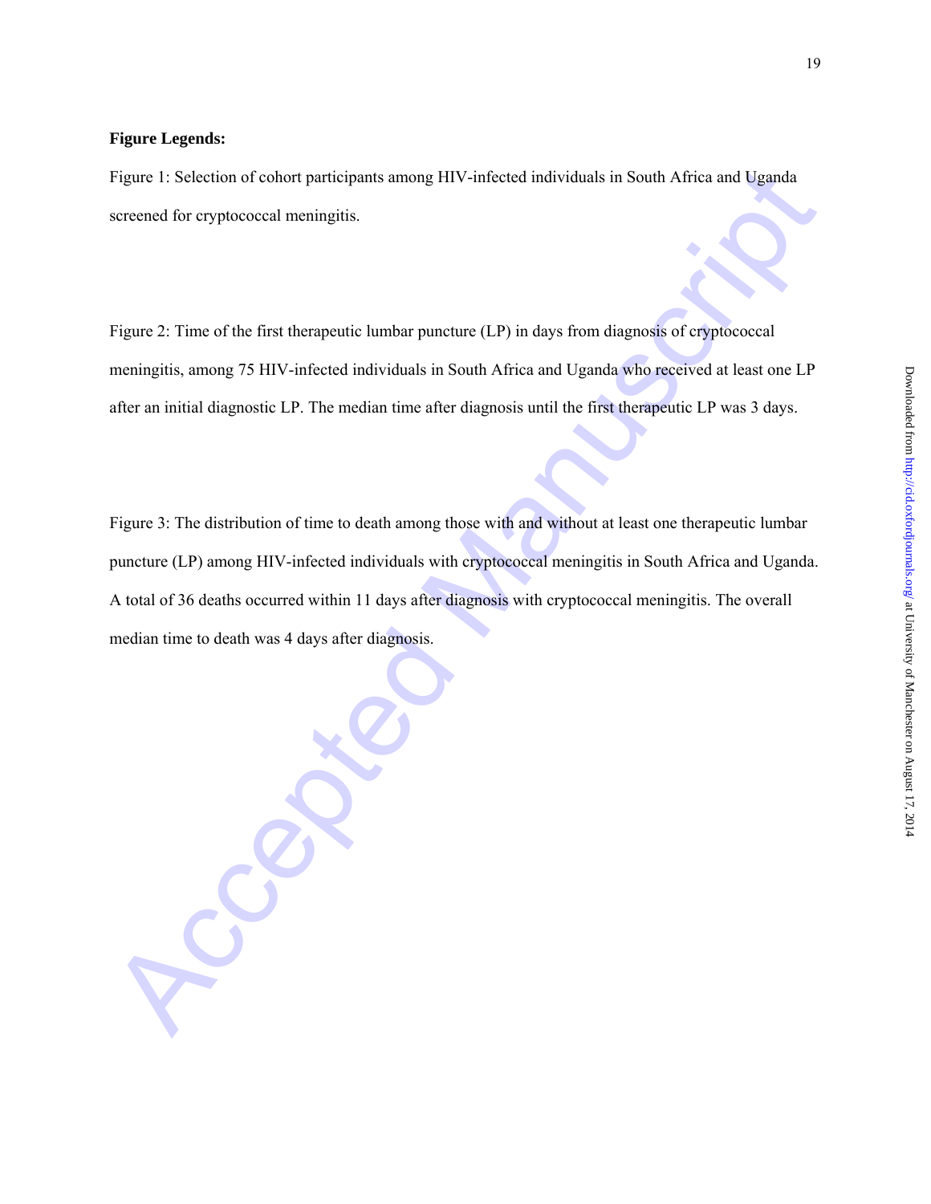**Figure Legends:**

Figure 1: Selection of cohort participants among HIV-infected individuals in South Africa and Uganda screened for cryptococcal meningitis.

Figure 2: Time of the first therapeutic lumbar puncture (LP) in days from diagnosis of cryptococcal meningitis, among 75 HIV-infected individuals in South Africa and Uganda who received at least one LP after an initial diagnostic LP. The median time after diagnosis until the first therapeutic LP was 3 days.

Figure 3: The distribution of time to death among those with and without at least one therapeutic lumbar puncture (LP) among HIV-infected individuals with cryptococcal meningitis in South Africa and Uganda. A total of 36 deaths occurred within 11 days after diagnosis with cryptococcal meningitis. The overall median time to death was 4 days after diagnosis.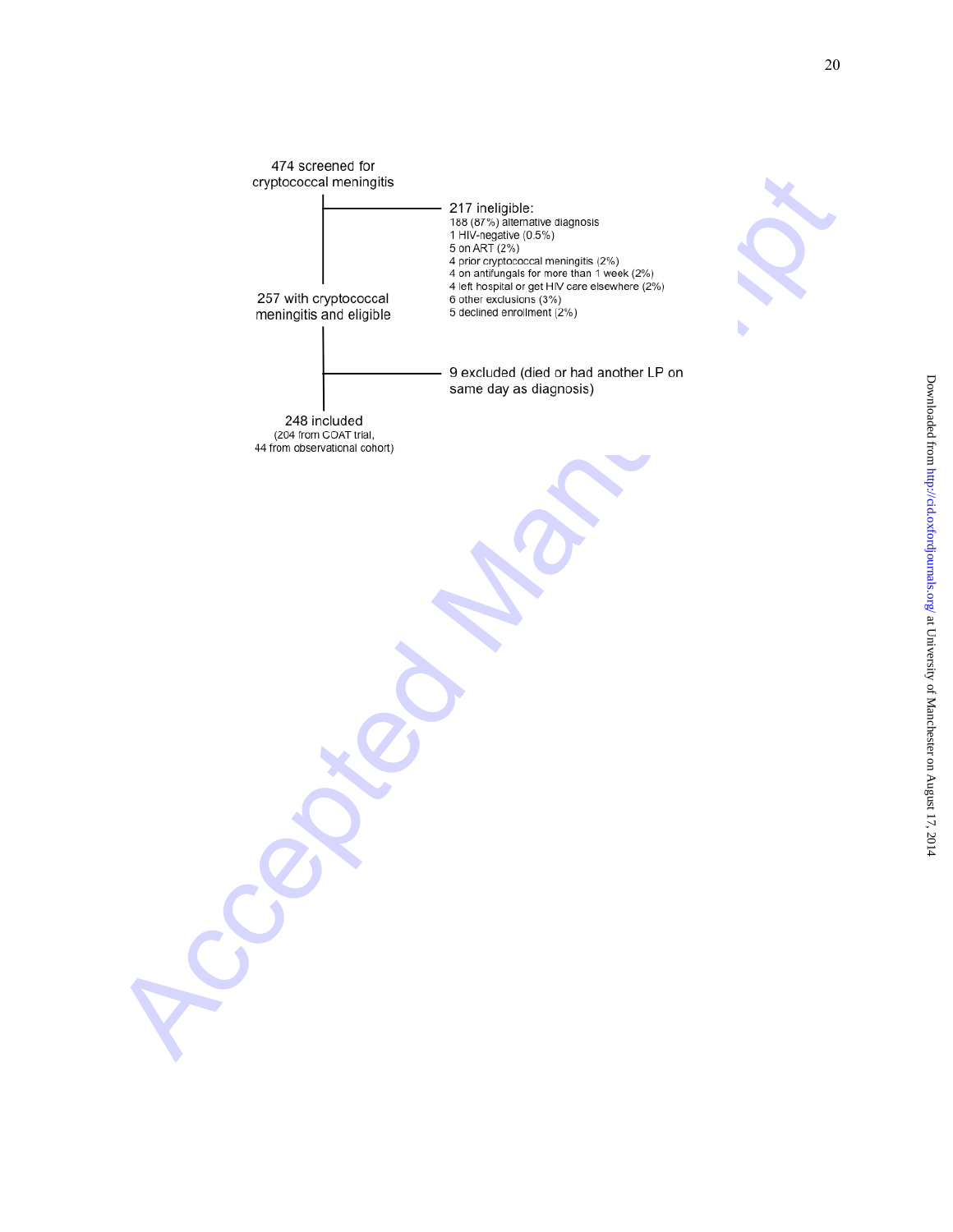474 screened for cryptococcal meningitis

217 ineligible:
188 (87%) alternative diagnosis
1 HIV-negative (0.5%)
5 on ART (2%)
4 prior cryptococcal meningitis (2%)
4 on antifungals for more than 1 week (2%)
4 left hospital or get HIV care elsewhere (2%)
6 other exclusions (3%)
5 declined enrollment (2%)

257 with cryptococcal meningitis and eligible

9 excluded (died or had another LP on same day as diagnosis)

248 included
(204 from COAT trial,
44 from observational cohort)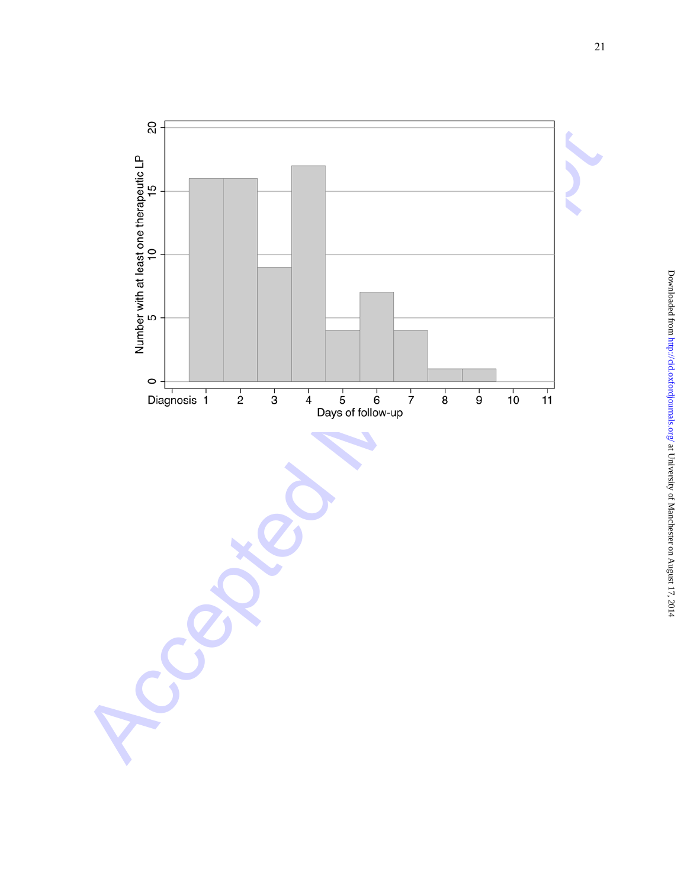Number with at least one therapeutic LP

Days of follow-up

Diagnosis 1 2 3 4 5 6 7 8 9 10 11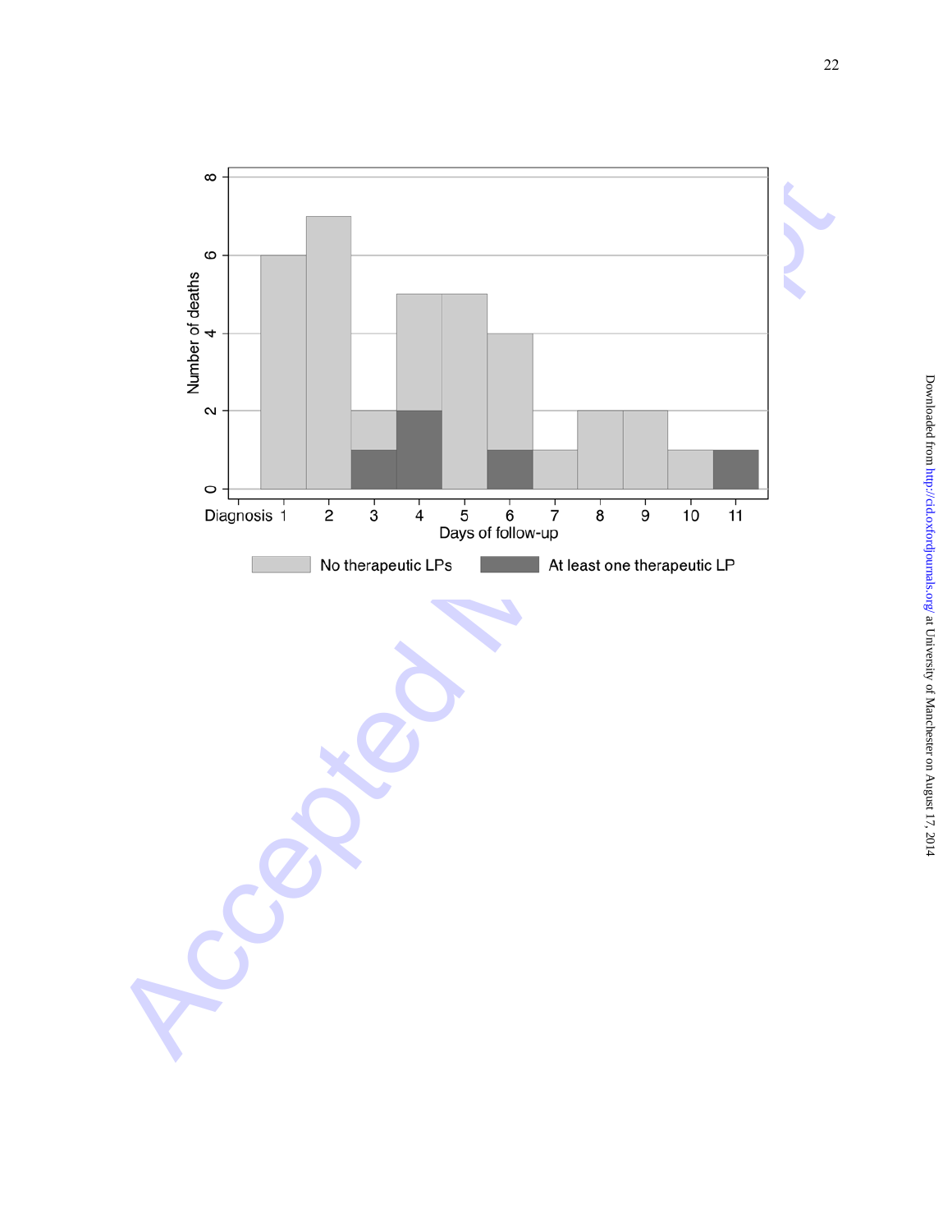Number of deaths

8

6

4

2

0

Diagnosis 1

2

3

4

5

6

7

8

9

10

11

Days of follow-up

No therapeutic LPs

At least one therapeutic LP